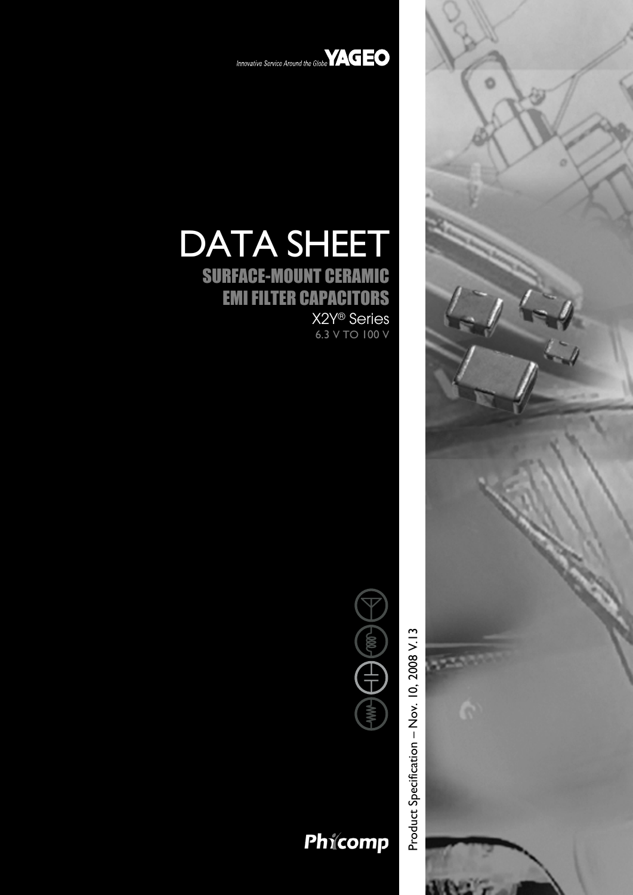Innovative Service Around the Globe **YAGEO**

# DATA SHEET

## SURFACE-MOUNT CERAMIC EMI FILTER CAPACITORS

### X2Y® Series

6.3 V TO 100 V

Product Specification – Nov. 10, 2008 V.13

**Phycomp**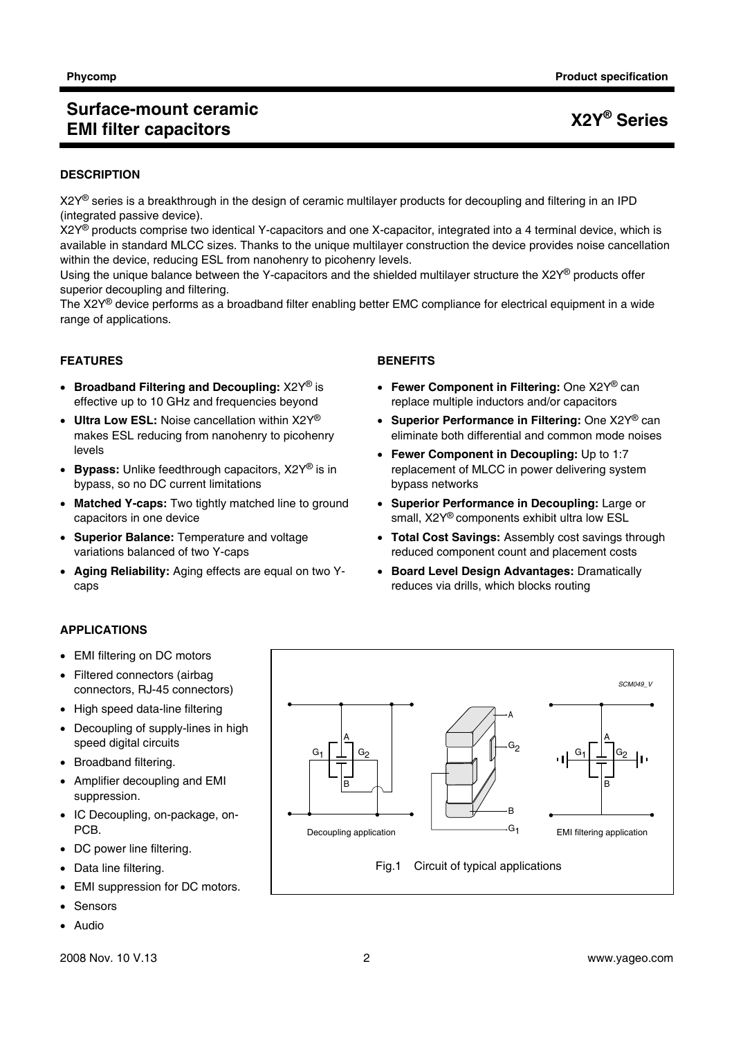# Surface-mount ceramic EMI filter capacitors

## X2Y® Series

### DESCRIPTION

X2Y® series is a breakthrough in the design of ceramic multilayer products for decoupling and filtering in an IPD (integrated passive device).

X2Y® products comprise two identical Y-capacitors and one X-capacitor, integrated into a 4 terminal device, which is available in standard MLCC sizes. Thanks to the unique multilayer construction the device provides noise cancellation within the device, reducing ESL from nanohenry to picohenry levels.

Using the unique balance between the Y-capacitors and the shielded multilayer structure the X2Y® products offer superior decoupling and filtering.

The X2Y® device performs as a broadband filter enabling better EMC compliance for electrical equipment in a wide range of applications.

### FEATURES

- **Broadband Filtering and Decoupling:** X2Y® is effective up to 10 GHz and frequencies beyond
- **Ultra Low ESL:** Noise cancellation within X2Y® makes ESL reducing from nanohenry to picohenry levels
- **Bypass:** Unlike feedthrough capacitors, X2Y® is in bypass, so no DC current limitations
- **Matched Y-caps:** Two tightly matched line to ground capacitors in one device
- **Superior Balance:** Temperature and voltage variations balanced of two Y-caps
- **Aging Reliability:** Aging effects are equal on two Y-caps

### BENEFITS

- **Fewer Component in Filtering:** One X2Y® can replace multiple inductors and/or capacitors
- **Superior Performance in Filtering:** One X2Y® can eliminate both differential and common mode noises
- **Fewer Component in Decoupling:** Up to 1:7 replacement of MLCC in power delivering system bypass networks
- **Superior Performance in Decoupling:** Large or small, X2Y® components exhibit ultra low ESL
- **Total Cost Savings:** Assembly cost savings through reduced component count and placement costs
- **Board Level Design Advantages:** Dramatically reduces via drills, which blocks routing

### APPLICATIONS

- EMI filtering on DC motors
- Filtered connectors (airbag connectors, RJ-45 connectors)
- High speed data-line filtering
- Decoupling of supply-lines in high speed digital circuits
- Broadband filtering.
- Amplifier decoupling and EMI suppression.
- IC Decoupling, on-package, on-PCB.
- DC power line filtering.
- Data line filtering.
- EMI suppression for DC motors.
- Sensors
- Audio

Fig.1 Circuit of typical applications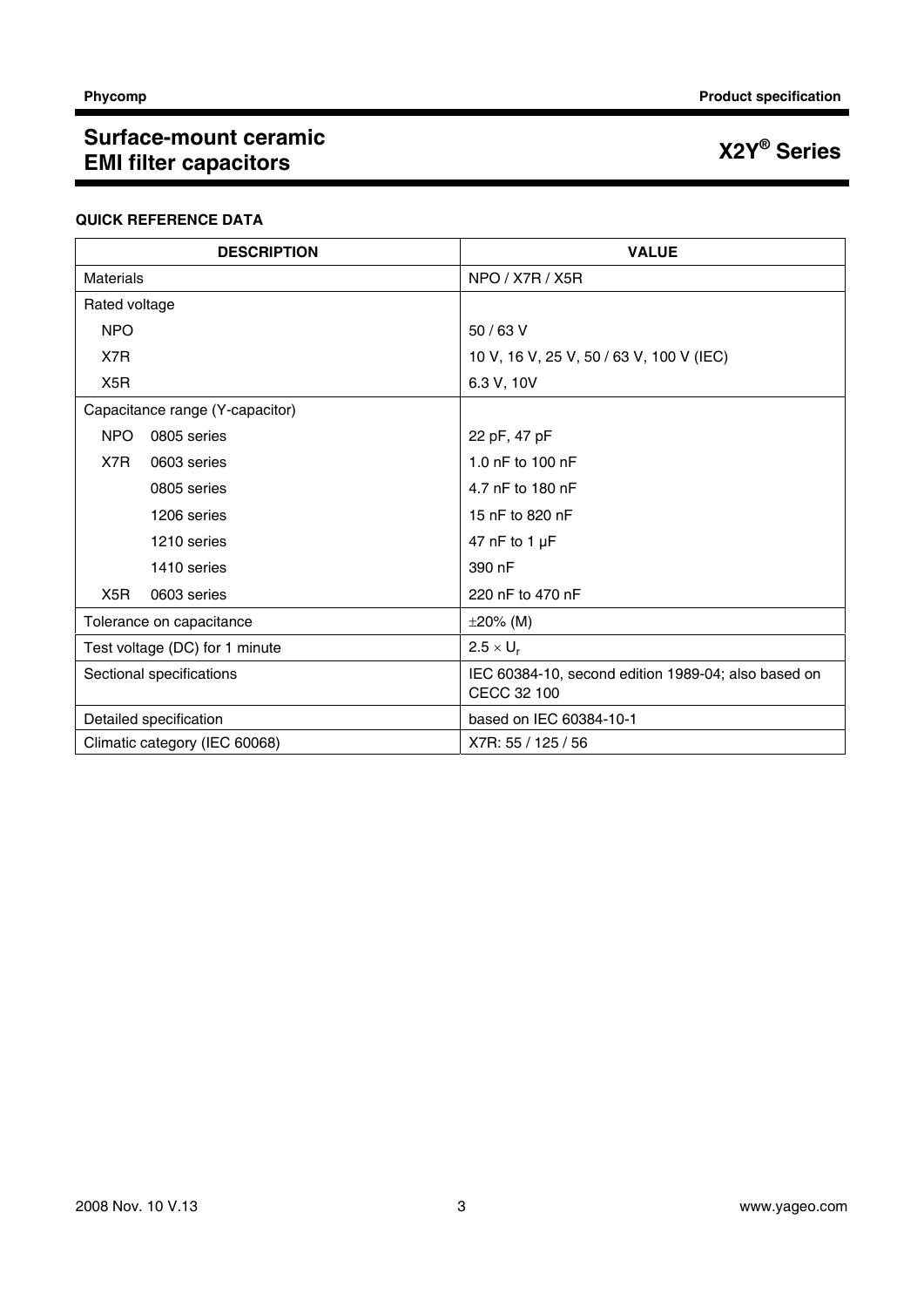## QUICK REFERENCE DATA

| DESCRIPTION | VALUE |
|---|---|
| Materials | NPO / X7R / X5R |
| Rated voltage | |
| NPO | 50 / 63 V |
| X7R | 10 V, 16 V, 25 V, 50 / 63 V, 100 V (IEC) |
| X5R | 6.3 V, 10V |
| Capacitance range (Y-capacitor) | |
| NPO 0805 series | 22 pF, 47 pF |
| X7R 0603 series | 1.0 nF to 100 nF |
| 0805 series | 4.7 nF to 180 nF |
| 1206 series | 15 nF to 820 nF |
| 1210 series | 47 nF to 1 μF |
| 1410 series | 390 nF |
| X5R 0603 series | 220 nF to 470 nF |
| Tolerance on capacitance | ±20% (M) |
| Test voltage (DC) for 1 minute | $2.5 \times U_r$ |
| Sectional specifications | IEC 60384-10, second edition 1989-04; also based on CECC 32 100 |
| Detailed specification | based on IEC 60384-10-1 |
| Climatic category (IEC 60068) | X7R: 55 / 125 / 56 |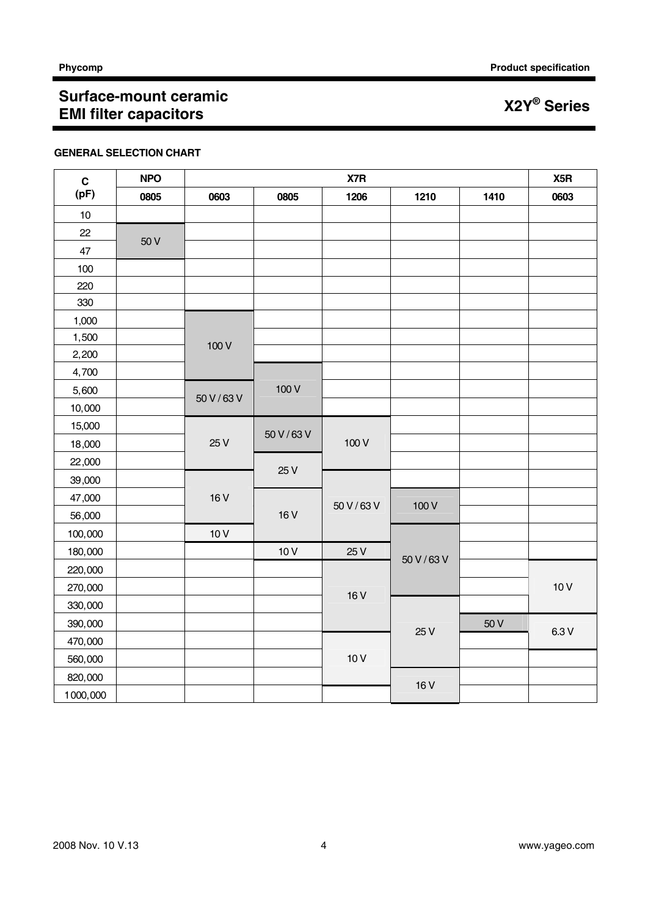## GENERAL SELECTION CHART

| C (pF) | NPO | X7R | | | | | X5R |
|---|---|---|---|---|---|---|---|
| | 0805 | 0603 | 0805 | 1206 | 1210 | 1410 | 0603 |
| 10 | | | | | | | |
| 22 | 50 V | | | | | | |
| 47 | 50 V | | | | | | |
| 100 | | | | | | | |
| 220 | | | | | | | |
| 330 | | | | | | | |
| 1,000 | | 100 V | | | | | |
| 1,500 | | 100 V | | | | | |
| 2,200 | | 100 V | | | | | |
| 4,700 | | 100 V | 100 V | | | | |
| 5,600 | | 50 V / 63 V | 100 V | | | | |
| 10,000 | | 50 V / 63 V | 100 V | | | | |
| 15,000 | | 25 V | 50 V / 63 V | 100 V | | | |
| 18,000 | | 25 V | 50 V / 63 V | 100 V | | | |
| 22,000 | | 25 V | 25 V | 100 V | | | |
| 39,000 | | 16 V | 25 V | 50 V / 63 V | | | |
| 47,000 | | 16 V | 16 V | 50 V / 63 V | 100 V | | |
| 56,000 | | 16 V | 16 V | 50 V / 63 V | 100 V | | |
| 100,000 | | 10 V | 16 V | 50 V / 63 V | 50 V / 63 V | | |
| 180,000 | | | 10 V | 25 V | 50 V / 63 V | | |
| 220,000 | | | | 16 V | 50 V / 63 V | | 10 V |
| 270,000 | | | | 16 V | 50 V / 63 V | | 10 V |
| 330,000 | | | | 16 V | 25 V | | 10 V |
| 390,000 | | | | 16 V | 25 V | 50 V | 6.3 V |
| 470,000 | | | | 10 V | 25 V | | 6.3 V |
| 560,000 | | | | 10 V | 25 V | | |
| 820,000 | | | | 10 V | 16 V | | |
| 1000,000 | | | | | 16 V | | |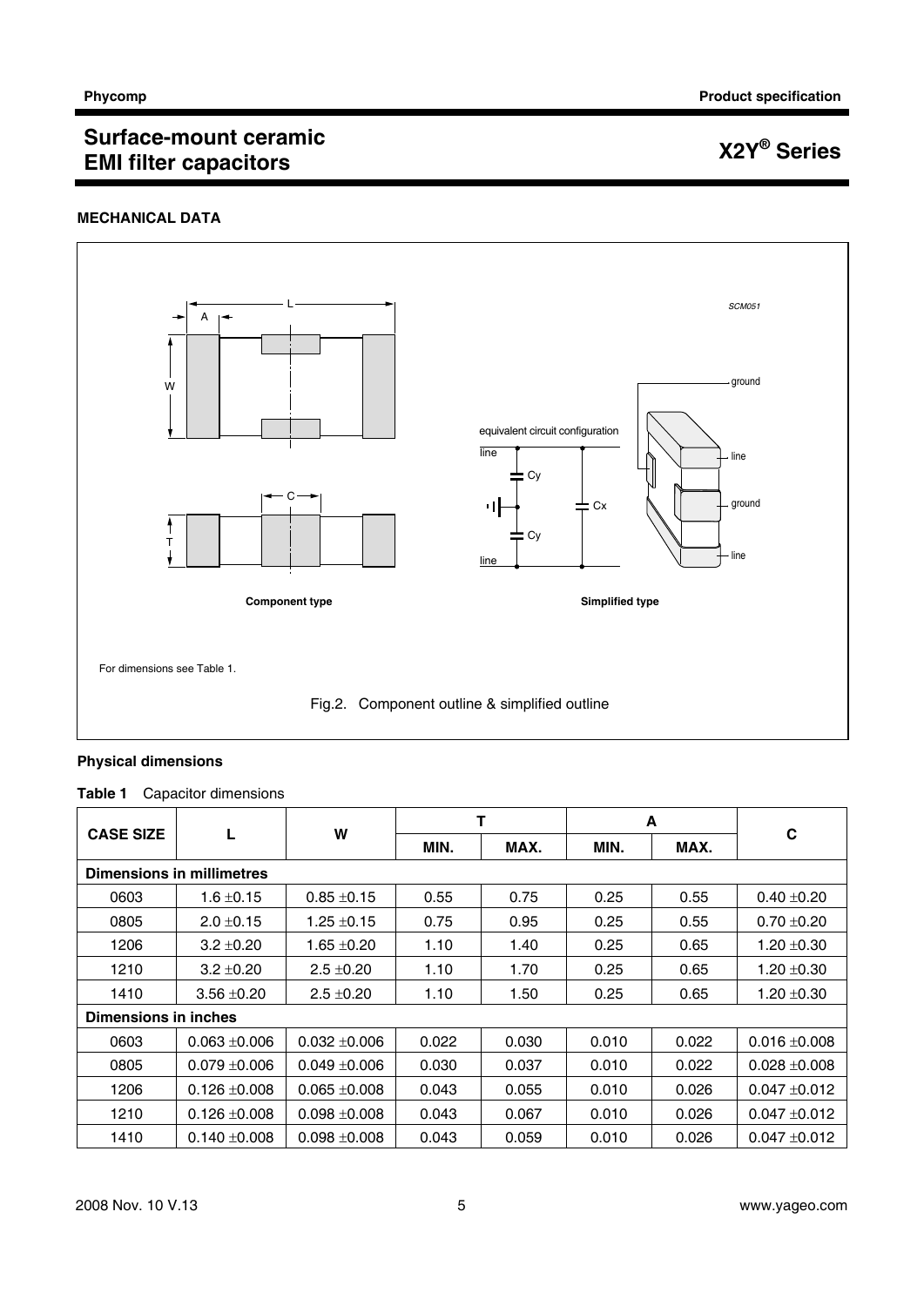## MECHANICAL DATA

For dimensions see Table 1.

Fig.2. Component outline & simplified outline

### Physical dimensions

**Table 1** Capacitor dimensions

| CASE SIZE | L | W | T | | A | | C |
|---|---|---|---|---|---|---|---|
| | | | MIN. | MAX. | MIN. | MAX. | |
| **Dimensions in millimetres** | | | | | | | |
| 0603 | 1.6 ±0.15 | 0.85 ±0.15 | 0.55 | 0.75 | 0.25 | 0.55 | 0.40 ±0.20 |
| 0805 | 2.0 ±0.15 | 1.25 ±0.15 | 0.75 | 0.95 | 0.25 | 0.55 | 0.70 ±0.20 |
| 1206 | 3.2 ±0.20 | 1.65 ±0.20 | 1.10 | 1.40 | 0.25 | 0.65 | 1.20 ±0.30 |
| 1210 | 3.2 ±0.20 | 2.5 ±0.20 | 1.10 | 1.70 | 0.25 | 0.65 | 1.20 ±0.30 |
| 1410 | 3.56 ±0.20 | 2.5 ±0.20 | 1.10 | 1.50 | 0.25 | 0.65 | 1.20 ±0.30 |
| **Dimensions in inches** | | | | | | | |
| 0603 | 0.063 ±0.006 | 0.032 ±0.006 | 0.022 | 0.030 | 0.010 | 0.022 | 0.016 ±0.008 |
| 0805 | 0.079 ±0.006 | 0.049 ±0.006 | 0.030 | 0.037 | 0.010 | 0.022 | 0.028 ±0.008 |
| 1206 | 0.126 ±0.008 | 0.065 ±0.008 | 0.043 | 0.055 | 0.010 | 0.026 | 0.047 ±0.012 |
| 1210 | 0.126 ±0.008 | 0.098 ±0.008 | 0.043 | 0.067 | 0.010 | 0.026 | 0.047 ±0.012 |
| 1410 | 0.140 ±0.008 | 0.098 ±0.008 | 0.043 | 0.059 | 0.010 | 0.026 | 0.047 ±0.012 |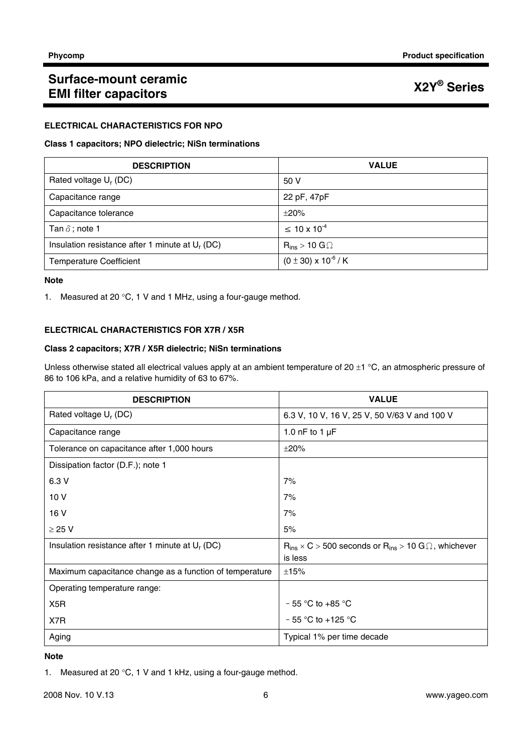## ELECTRICAL CHARACTERISTICS FOR NPO

### Class 1 capacitors; NPO dielectric; NiSn terminations

| DESCRIPTION | VALUE |
|---|---|
| Rated voltage $U_r$ (DC) | 50 V |
| Capacitance range | 22 pF, 47pF |
| Capacitance tolerance | ±20% |
| Tan $\delta$ ; note 1 | $\leq 10 \times 10^{-4}$ |
| Insulation resistance after 1 minute at $U_r$ (DC) | $R_{ins} > 10\ G\Omega$ |
| Temperature Coefficient | $(0 \pm 30) \times 10^{-6}$ / K |

**Note**

1. Measured at 20 °C, 1 V and 1 MHz, using a four-gauge method.

## ELECTRICAL CHARACTERISTICS FOR X7R / X5R

### Class 2 capacitors; X7R / X5R dielectric; NiSn terminations

Unless otherwise stated all electrical values apply at an ambient temperature of 20 ±1 °C, an atmospheric pressure of 86 to 106 kPa, and a relative humidity of 63 to 67%.

| DESCRIPTION | VALUE |
|---|---|
| Rated voltage $U_r$ (DC) | 6.3 V, 10 V, 16 V, 25 V, 50 V/63 V and 100 V |
| Capacitance range | 1.0 nF to 1 µF |
| Tolerance on capacitance after 1,000 hours | ±20% |
| Dissipation factor (D.F.); note 1 | |
| 6.3 V | 7% |
| 10 V | 7% |
| 16 V | 7% |
| ≥ 25 V | 5% |
| Insulation resistance after 1 minute at $U_r$ (DC) | $R_{ins} \times C > 500$ seconds or $R_{ins} > 10\ G\Omega$, whichever is less |
| Maximum capacitance change as a function of temperature | ±15% |
| Operating temperature range: | |
| X5R | −55 °C to +85 °C |
| X7R | −55 °C to +125 °C |
| Aging | Typical 1% per time decade |

**Note**

1. Measured at 20 °C, 1 V and 1 kHz, using a four-gauge method.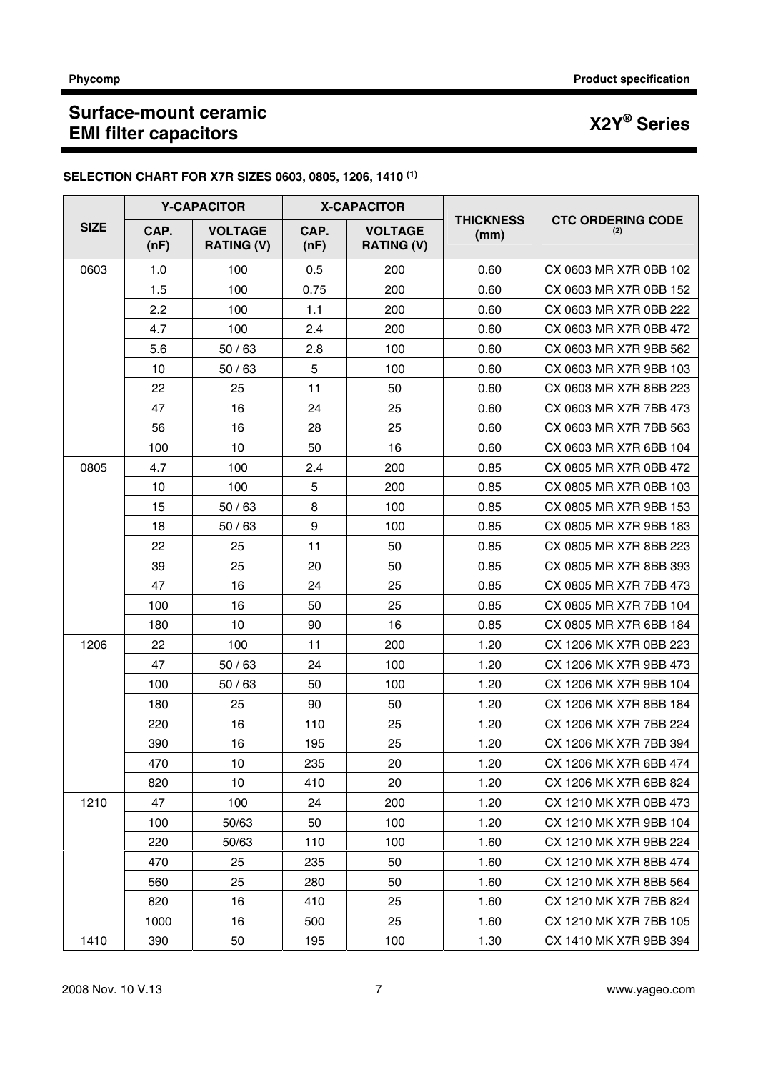# Surface-mount ceramic EMI filter capacitors

## X2Y® Series

### SELECTION CHART FOR X7R SIZES 0603, 0805, 1206, 1410 (1)

| SIZE | Y-CAPACITOR | | X-CAPACITOR | | THICKNESS (mm) | CTC ORDERING CODE (2) |
|---|---|---|---|---|---|---|
| | CAP. (nF) | VOLTAGE RATING (V) | CAP. (nF) | VOLTAGE RATING (V) | | |
| 0603 | 1.0 | 100 | 0.5 | 200 | 0.60 | CX 0603 MR X7R 0BB 102 |
| | 1.5 | 100 | 0.75 | 200 | 0.60 | CX 0603 MR X7R 0BB 152 |
| | 2.2 | 100 | 1.1 | 200 | 0.60 | CX 0603 MR X7R 0BB 222 |
| | 4.7 | 100 | 2.4 | 200 | 0.60 | CX 0603 MR X7R 0BB 472 |
| | 5.6 | 50 / 63 | 2.8 | 100 | 0.60 | CX 0603 MR X7R 9BB 562 |
| | 10 | 50 / 63 | 5 | 100 | 0.60 | CX 0603 MR X7R 9BB 103 |
| | 22 | 25 | 11 | 50 | 0.60 | CX 0603 MR X7R 8BB 223 |
| | 47 | 16 | 24 | 25 | 0.60 | CX 0603 MR X7R 7BB 473 |
| | 56 | 16 | 28 | 25 | 0.60 | CX 0603 MR X7R 7BB 563 |
| | 100 | 10 | 50 | 16 | 0.60 | CX 0603 MR X7R 6BB 104 |
| 0805 | 4.7 | 100 | 2.4 | 200 | 0.85 | CX 0805 MR X7R 0BB 472 |
| | 10 | 100 | 5 | 200 | 0.85 | CX 0805 MR X7R 0BB 103 |
| | 15 | 50 / 63 | 8 | 100 | 0.85 | CX 0805 MR X7R 9BB 153 |
| | 18 | 50 / 63 | 9 | 100 | 0.85 | CX 0805 MR X7R 9BB 183 |
| | 22 | 25 | 11 | 50 | 0.85 | CX 0805 MR X7R 8BB 223 |
| | 39 | 25 | 20 | 50 | 0.85 | CX 0805 MR X7R 8BB 393 |
| | 47 | 16 | 24 | 25 | 0.85 | CX 0805 MR X7R 7BB 473 |
| | 100 | 16 | 50 | 25 | 0.85 | CX 0805 MR X7R 7BB 104 |
| | 180 | 10 | 90 | 16 | 0.85 | CX 0805 MR X7R 6BB 184 |
| 1206 | 22 | 100 | 11 | 200 | 1.20 | CX 1206 MK X7R 0BB 223 |
| | 47 | 50 / 63 | 24 | 100 | 1.20 | CX 1206 MK X7R 9BB 473 |
| | 100 | 50 / 63 | 50 | 100 | 1.20 | CX 1206 MK X7R 9BB 104 |
| | 180 | 25 | 90 | 50 | 1.20 | CX 1206 MK X7R 8BB 184 |
| | 220 | 16 | 110 | 25 | 1.20 | CX 1206 MK X7R 7BB 224 |
| | 390 | 16 | 195 | 25 | 1.20 | CX 1206 MK X7R 7BB 394 |
| | 470 | 10 | 235 | 20 | 1.20 | CX 1206 MK X7R 6BB 474 |
| | 820 | 10 | 410 | 20 | 1.20 | CX 1206 MK X7R 6BB 824 |
| 1210 | 47 | 100 | 24 | 200 | 1.20 | CX 1210 MK X7R 0BB 473 |
| | 100 | 50/63 | 50 | 100 | 1.20 | CX 1210 MK X7R 9BB 104 |
| | 220 | 50/63 | 110 | 100 | 1.60 | CX 1210 MK X7R 9BB 224 |
| | 470 | 25 | 235 | 50 | 1.60 | CX 1210 MK X7R 8BB 474 |
| | 560 | 25 | 280 | 50 | 1.60 | CX 1210 MK X7R 8BB 564 |
| | 820 | 16 | 410 | 25 | 1.60 | CX 1210 MK X7R 7BB 824 |
| | 1000 | 16 | 500 | 25 | 1.60 | CX 1210 MK X7R 7BB 105 |
| 1410 | 390 | 50 | 195 | 100 | 1.30 | CX 1410 MK X7R 9BB 394 |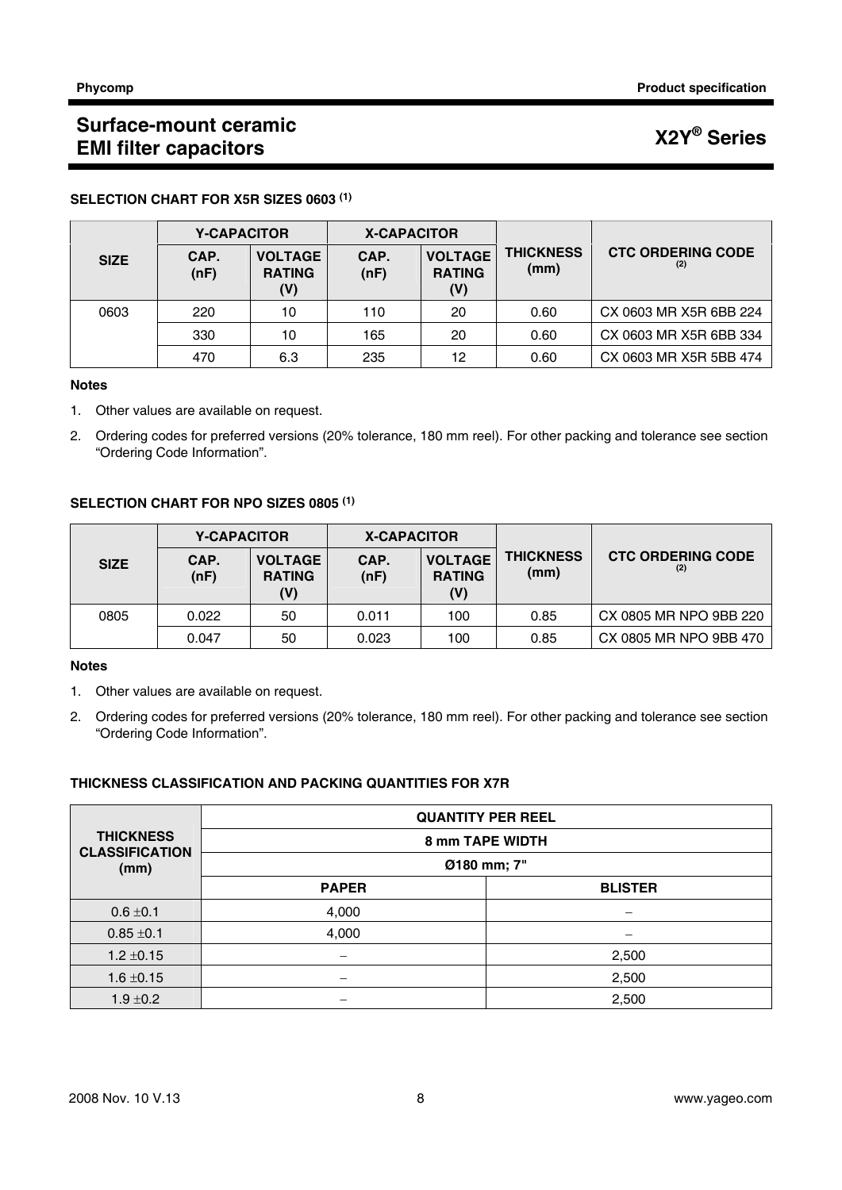### SELECTION CHART FOR X5R SIZES 0603 [1]

| SIZE | Y-CAPACITOR | | X-CAPACITOR | | THICKNESS (mm) | CTC ORDERING CODE [2] |
|---|---|---|---|---|---|---|
| | CAP. (nF) | VOLTAGE RATING (V) | CAP. (nF) | VOLTAGE RATING (V) | | |
| 0603 | 220 | 10 | 110 | 20 | 0.60 | CX 0603 MR X5R 6BB 224 |
| | 330 | 10 | 165 | 20 | 0.60 | CX 0603 MR X5R 6BB 334 |
| | 470 | 6.3 | 235 | 12 | 0.60 | CX 0603 MR X5R 5BB 474 |

**Notes**

1. Other values are available on request.
2. Ordering codes for preferred versions (20% tolerance, 180 mm reel). For other packing and tolerance see section "Ordering Code Information".

### SELECTION CHART FOR NPO SIZES 0805 [1]

| SIZE | Y-CAPACITOR | | X-CAPACITOR | | THICKNESS (mm) | CTC ORDERING CODE [2] |
|---|---|---|---|---|---|---|
| | CAP. (nF) | VOLTAGE RATING (V) | CAP. (nF) | VOLTAGE RATING (V) | | |
| 0805 | 0.022 | 50 | 0.011 | 100 | 0.85 | CX 0805 MR NPO 9BB 220 |
| | 0.047 | 50 | 0.023 | 100 | 0.85 | CX 0805 MR NPO 9BB 470 |

**Notes**

1. Other values are available on request.
2. Ordering codes for preferred versions (20% tolerance, 180 mm reel). For other packing and tolerance see section "Ordering Code Information".

### THICKNESS CLASSIFICATION AND PACKING QUANTITIES FOR X7R

| THICKNESS CLASSIFICATION (mm) | QUANTITY PER REEL | |
|---|---|---|
| | 8 mm TAPE WIDTH | |
| | Ø180 mm; 7" | |
| | PAPER | BLISTER |
| 0.6 ±0.1 | 4,000 | − |
| 0.85 ±0.1 | 4,000 | − |
| 1.2 ±0.15 | − | 2,500 |
| 1.6 ±0.15 | − | 2,500 |
| 1.9 ±0.2 | − | 2,500 |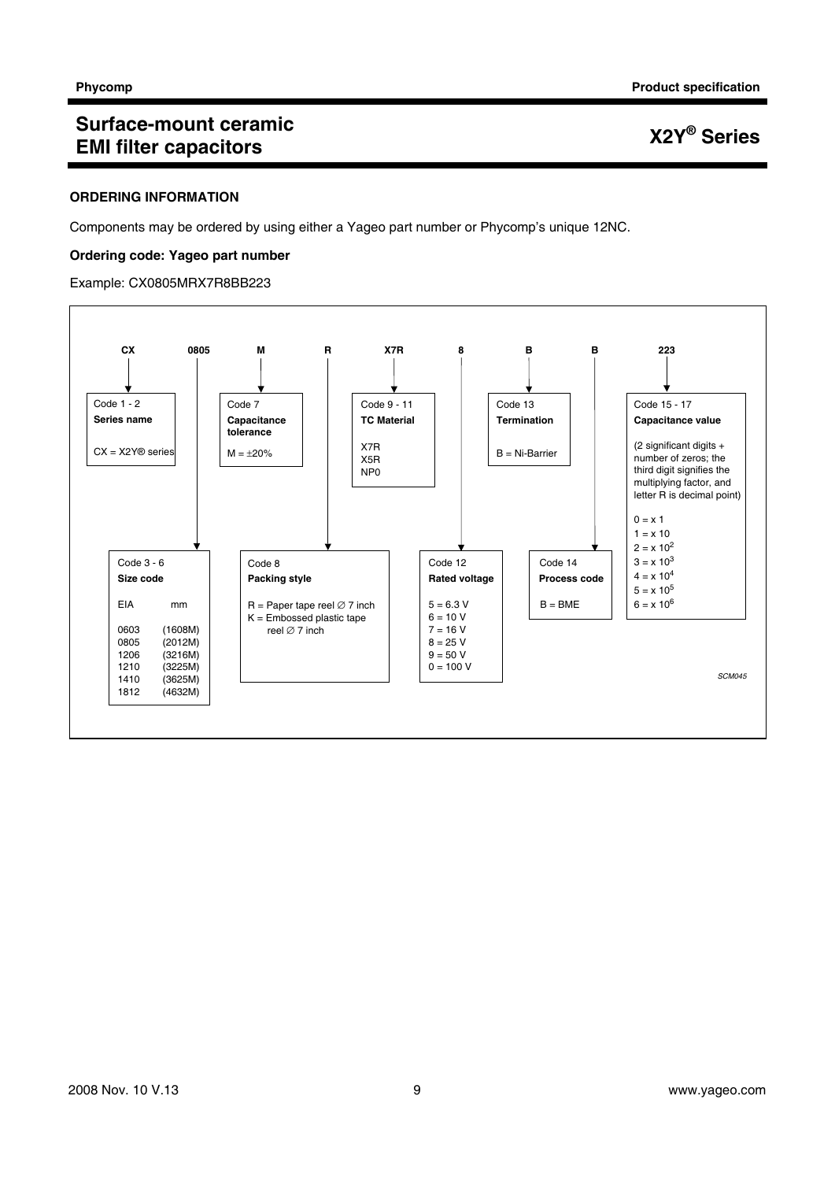## ORDERING INFORMATION

Components may be ordered by using either a Yageo part number or Phycomp's unique 12NC.

### Ordering code: Yageo part number

Example: CX0805MRX7R8BB223

| CX | 0805 | M | R | X7R | 8 | B | B | 223 |
|---|---|---|---|---|---|---|---|---|

**Code 1 - 2 — Series name**

CX = X2Y® series

**Code 3 - 6 — Size code**

| EIA | mm |
|---|---|
| 0603 | (1608M) |
| 0805 | (2012M) |
| 1206 | (3216M) |
| 1210 | (3225M) |
| 1410 | (3625M) |
| 1812 | (4632M) |

**Code 7 — Capacitance tolerance**

M = ±20%

**Code 8 — Packing style**

R = Paper tape reel ∅ 7 inch
K = Embossed plastic tape reel ∅ 7 inch

**Code 9 - 11 — TC Material**

X7R
X5R
NP0

**Code 12 — Rated voltage**

5 = 6.3 V
6 = 10 V
7 = 16 V
8 = 25 V
9 = 50 V
0 = 100 V

**Code 13 — Termination**

B = Ni-Barrier

**Code 14 — Process code**

B = BME

**Code 15 - 17 — Capacitance value**

(2 significant digits + number of zeros; the third digit signifies the multiplying factor, and letter R is decimal point)

0 = x 1
1 = x 10
2 = x $10^2$
3 = x $10^3$
4 = x $10^4$
5 = x $10^5$
6 = x $10^6$

SCM045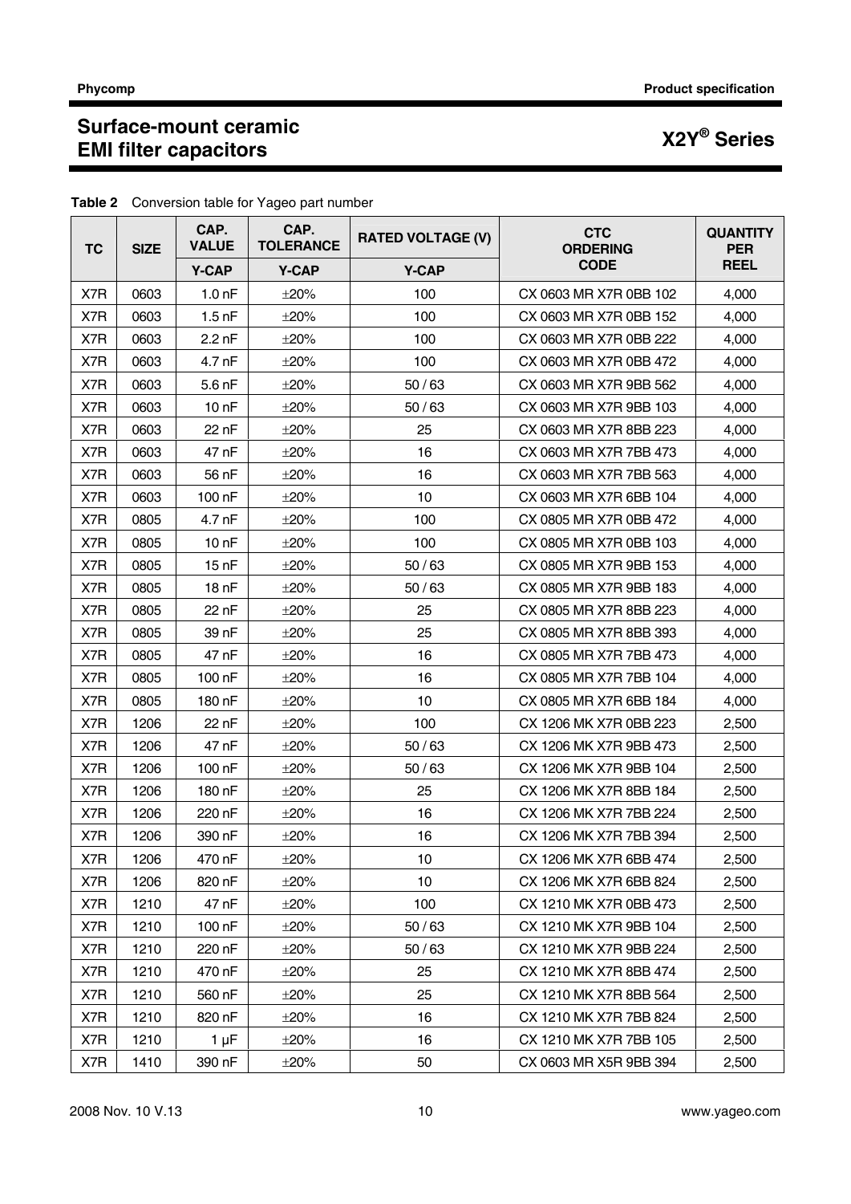## Surface-mount ceramic EMI filter capacitors

## X2Y® Series

**Table 2** Conversion table for Yageo part number

| TC | SIZE | CAP. VALUE | CAP. TOLERANCE | RATED VOLTAGE (V) | CTC ORDERING CODE | QUANTITY PER REEL |
|---|---|---|---|---|---|---|
| | | Y-CAP | Y-CAP | Y-CAP | | |
| X7R | 0603 | 1.0 nF | ±20% | 100 | CX 0603 MR X7R 0BB 102 | 4,000 |
| X7R | 0603 | 1.5 nF | ±20% | 100 | CX 0603 MR X7R 0BB 152 | 4,000 |
| X7R | 0603 | 2.2 nF | ±20% | 100 | CX 0603 MR X7R 0BB 222 | 4,000 |
| X7R | 0603 | 4.7 nF | ±20% | 100 | CX 0603 MR X7R 0BB 472 | 4,000 |
| X7R | 0603 | 5.6 nF | ±20% | 50 / 63 | CX 0603 MR X7R 9BB 562 | 4,000 |
| X7R | 0603 | 10 nF | ±20% | 50 / 63 | CX 0603 MR X7R 9BB 103 | 4,000 |
| X7R | 0603 | 22 nF | ±20% | 25 | CX 0603 MR X7R 8BB 223 | 4,000 |
| X7R | 0603 | 47 nF | ±20% | 16 | CX 0603 MR X7R 7BB 473 | 4,000 |
| X7R | 0603 | 56 nF | ±20% | 16 | CX 0603 MR X7R 7BB 563 | 4,000 |
| X7R | 0603 | 100 nF | ±20% | 10 | CX 0603 MR X7R 6BB 104 | 4,000 |
| X7R | 0805 | 4.7 nF | ±20% | 100 | CX 0805 MR X7R 0BB 472 | 4,000 |
| X7R | 0805 | 10 nF | ±20% | 100 | CX 0805 MR X7R 0BB 103 | 4,000 |
| X7R | 0805 | 15 nF | ±20% | 50 / 63 | CX 0805 MR X7R 9BB 153 | 4,000 |
| X7R | 0805 | 18 nF | ±20% | 50 / 63 | CX 0805 MR X7R 9BB 183 | 4,000 |
| X7R | 0805 | 22 nF | ±20% | 25 | CX 0805 MR X7R 8BB 223 | 4,000 |
| X7R | 0805 | 39 nF | ±20% | 25 | CX 0805 MR X7R 8BB 393 | 4,000 |
| X7R | 0805 | 47 nF | ±20% | 16 | CX 0805 MR X7R 7BB 473 | 4,000 |
| X7R | 0805 | 100 nF | ±20% | 16 | CX 0805 MR X7R 7BB 104 | 4,000 |
| X7R | 0805 | 180 nF | ±20% | 10 | CX 0805 MR X7R 6BB 184 | 4,000 |
| X7R | 1206 | 22 nF | ±20% | 100 | CX 1206 MK X7R 0BB 223 | 2,500 |
| X7R | 1206 | 47 nF | ±20% | 50 / 63 | CX 1206 MK X7R 9BB 473 | 2,500 |
| X7R | 1206 | 100 nF | ±20% | 50 / 63 | CX 1206 MK X7R 9BB 104 | 2,500 |
| X7R | 1206 | 180 nF | ±20% | 25 | CX 1206 MK X7R 8BB 184 | 2,500 |
| X7R | 1206 | 220 nF | ±20% | 16 | CX 1206 MK X7R 7BB 224 | 2,500 |
| X7R | 1206 | 390 nF | ±20% | 16 | CX 1206 MK X7R 7BB 394 | 2,500 |
| X7R | 1206 | 470 nF | ±20% | 10 | CX 1206 MK X7R 6BB 474 | 2,500 |
| X7R | 1206 | 820 nF | ±20% | 10 | CX 1206 MK X7R 6BB 824 | 2,500 |
| X7R | 1210 | 47 nF | ±20% | 100 | CX 1210 MK X7R 0BB 473 | 2,500 |
| X7R | 1210 | 100 nF | ±20% | 50 / 63 | CX 1210 MK X7R 9BB 104 | 2,500 |
| X7R | 1210 | 220 nF | ±20% | 50 / 63 | CX 1210 MK X7R 9BB 224 | 2,500 |
| X7R | 1210 | 470 nF | ±20% | 25 | CX 1210 MK X7R 8BB 474 | 2,500 |
| X7R | 1210 | 560 nF | ±20% | 25 | CX 1210 MK X7R 8BB 564 | 2,500 |
| X7R | 1210 | 820 nF | ±20% | 16 | CX 1210 MK X7R 7BB 824 | 2,500 |
| X7R | 1210 | 1 µF | ±20% | 16 | CX 1210 MK X7R 7BB 105 | 2,500 |
| X7R | 1410 | 390 nF | ±20% | 50 | CX 0603 MR X5R 9BB 394 | 2,500 |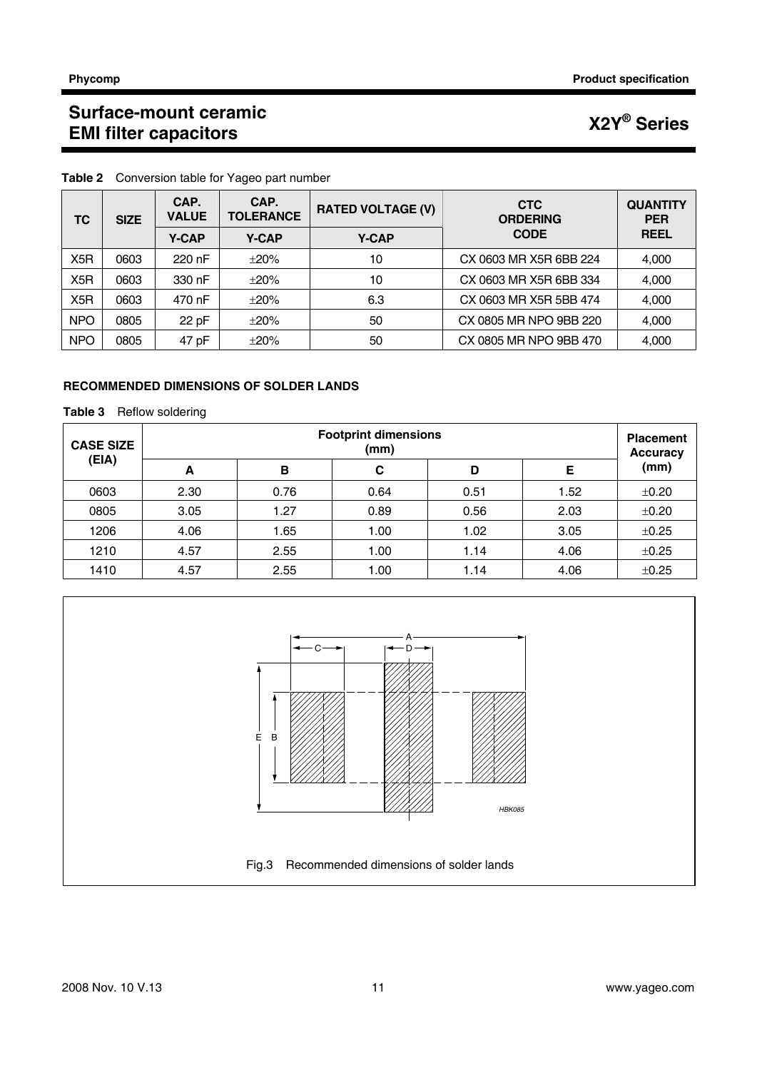# Surface-mount ceramic EMI filter capacitors

# X2Y® Series

**Table 2** Conversion table for Yageo part number

| TC | SIZE | CAP. VALUE | CAP. TOLERANCE | RATED VOLTAGE (V) | CTC ORDERING CODE | QUANTITY PER REEL |
|---|---|---|---|---|---|---|
| | | Y-CAP | Y-CAP | Y-CAP | | |
| X5R | 0603 | 220 nF | ±20% | 10 | CX 0603 MR X5R 6BB 224 | 4,000 |
| X5R | 0603 | 330 nF | ±20% | 10 | CX 0603 MR X5R 6BB 334 | 4,000 |
| X5R | 0603 | 470 nF | ±20% | 6.3 | CX 0603 MR X5R 5BB 474 | 4,000 |
| NPO | 0805 | 22 pF | ±20% | 50 | CX 0805 MR NPO 9BB 220 | 4,000 |
| NPO | 0805 | 47 pF | ±20% | 50 | CX 0805 MR NPO 9BB 470 | 4,000 |

### RECOMMENDED DIMENSIONS OF SOLDER LANDS

**Table 3** Reflow soldering

| CASE SIZE (EIA) | Footprint dimensions (mm) | | | | | Placement Accuracy (mm) |
|---|---|---|---|---|---|---|
| | A | B | C | D | E | |
| 0603 | 2.30 | 0.76 | 0.64 | 0.51 | 1.52 | ±0.20 |
| 0805 | 3.05 | 1.27 | 0.89 | 0.56 | 2.03 | ±0.20 |
| 1206 | 4.06 | 1.65 | 1.00 | 1.02 | 3.05 | ±0.25 |
| 1210 | 4.57 | 2.55 | 1.00 | 1.14 | 4.06 | ±0.25 |
| 1410 | 4.57 | 2.55 | 1.00 | 1.14 | 4.06 | ±0.25 |

Fig.3 Recommended dimensions of solder lands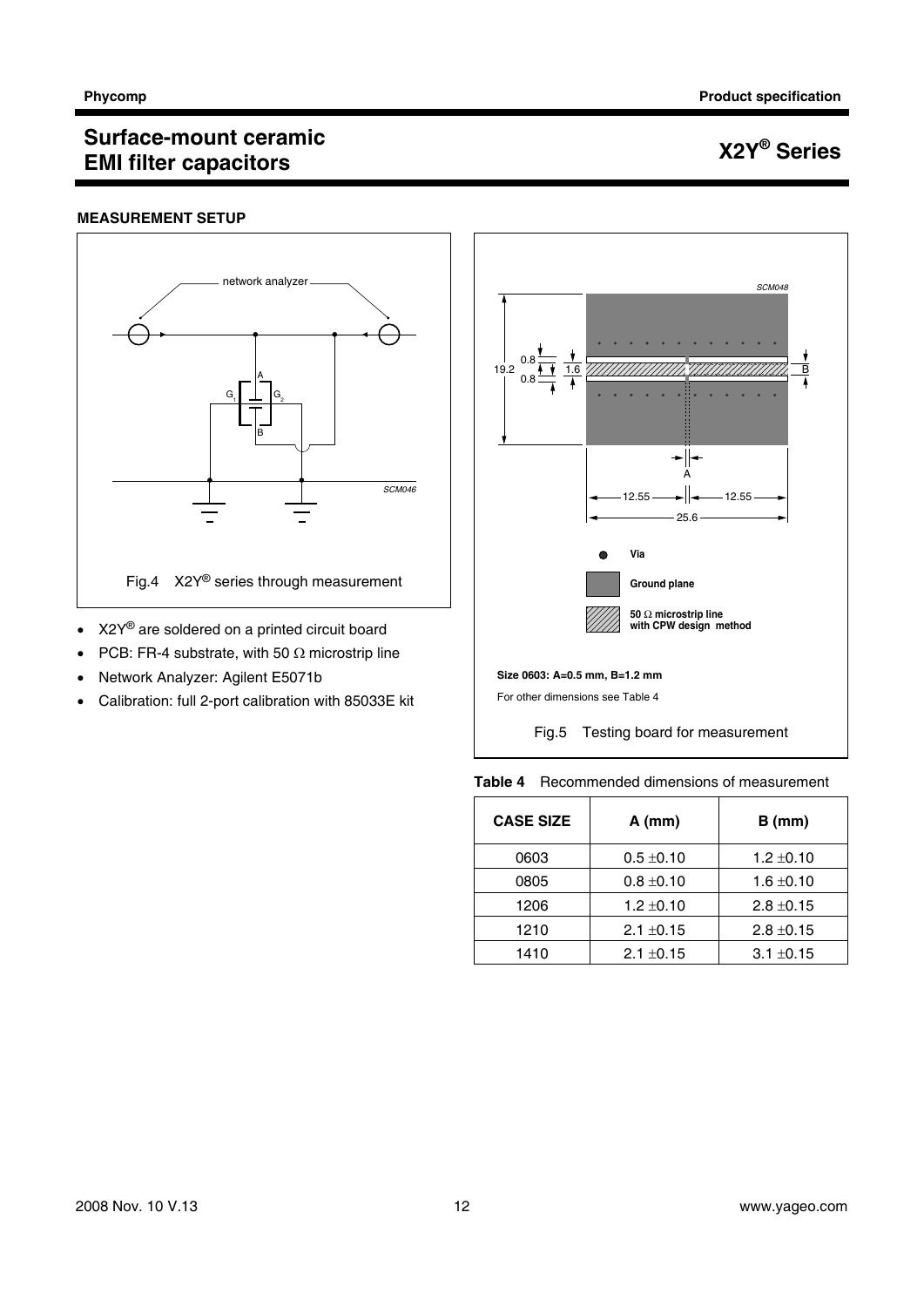### MEASUREMENT SETUP

Fig.4 X2Y® series through measurement

- X2Y® are soldered on a printed circuit board
- PCB: FR-4 substrate, with 50 Ω microstrip line
- Network Analyzer: Agilent E5071b
- Calibration: full 2-port calibration with 85033E kit

Size 0603: A=0.5 mm, B=1.2 mm

For other dimensions see Table 4

Fig.5 Testing board for measurement

**Table 4** Recommended dimensions of measurement

| CASE SIZE | A (mm) | B (mm) |
|---|---|---|
| 0603 | 0.5 ±0.10 | 1.2 ±0.10 |
| 0805 | 0.8 ±0.10 | 1.6 ±0.10 |
| 1206 | 1.2 ±0.10 | 2.8 ±0.15 |
| 1210 | 2.1 ±0.15 | 2.8 ±0.15 |
| 1410 | 2.1 ±0.15 | 3.1 ±0.15 |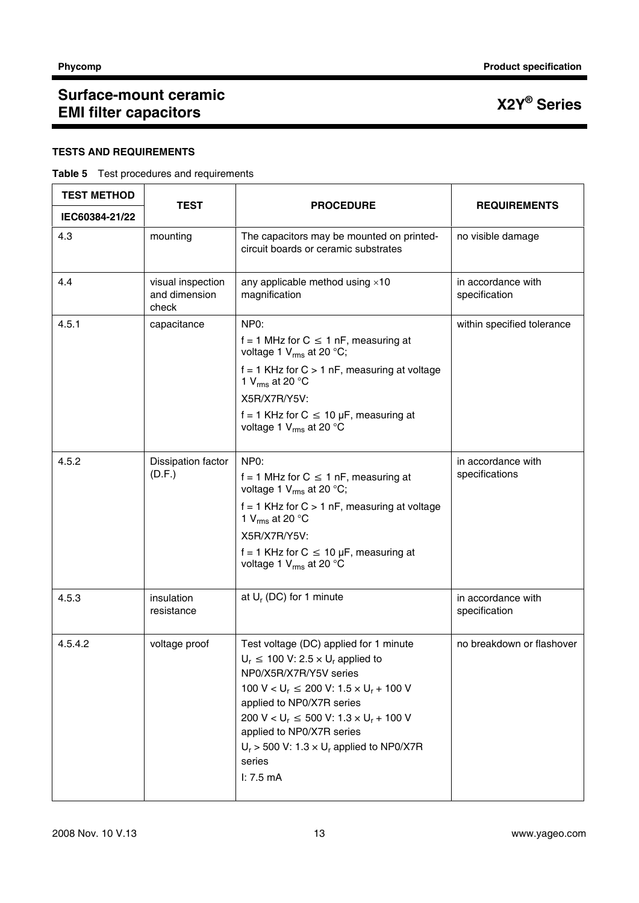## TESTS AND REQUIREMENTS

**Table 5** Test procedures and requirements

| TEST METHOD IEC60384-21/22 | TEST | PROCEDURE | REQUIREMENTS |
| --- | --- | --- | --- |
| 4.3 | mounting | The capacitors may be mounted on printed-circuit boards or ceramic substrates | no visible damage |
| 4.4 | visual inspection and dimension check | any applicable method using ×10 magnification | in accordance with specification |
| 4.5.1 | capacitance | NP0:<br>f = 1 MHz for C ≤ 1 nF, measuring at voltage 1 $V_{rms}$ at 20 °C;<br>f = 1 KHz for C > 1 nF, measuring at voltage 1 $V_{rms}$ at 20 °C<br>X5R/X7R/Y5V:<br>f = 1 KHz for C ≤ 10 µF, measuring at voltage 1 $V_{rms}$ at 20 °C | within specified tolerance |
| 4.5.2 | Dissipation factor (D.F.) | NP0:<br>f = 1 MHz for C ≤ 1 nF, measuring at voltage 1 $V_{rms}$ at 20 °C;<br>f = 1 KHz for C > 1 nF, measuring at voltage 1 $V_{rms}$ at 20 °C<br>X5R/X7R/Y5V:<br>f = 1 KHz for C ≤ 10 µF, measuring at voltage 1 $V_{rms}$ at 20 °C | in accordance with specifications |
| 4.5.3 | insulation resistance | at $U_r$ (DC) for 1 minute | in accordance with specification |
| 4.5.4.2 | voltage proof | Test voltage (DC) applied for 1 minute<br>$U_r \leq 100$ V: 2.5 × $U_r$ applied to NP0/X5R/X7R/Y5V series<br>100 V < $U_r \leq 200$ V: 1.5 × $U_r$ + 100 V applied to NP0/X7R series<br>200 V < $U_r \leq 500$ V: 1.3 × $U_r$ + 100 V applied to NP0/X7R series<br>$U_r > 500$ V: 1.3 × $U_r$ applied to NP0/X7R series<br>I: 7.5 mA | no breakdown or flashover |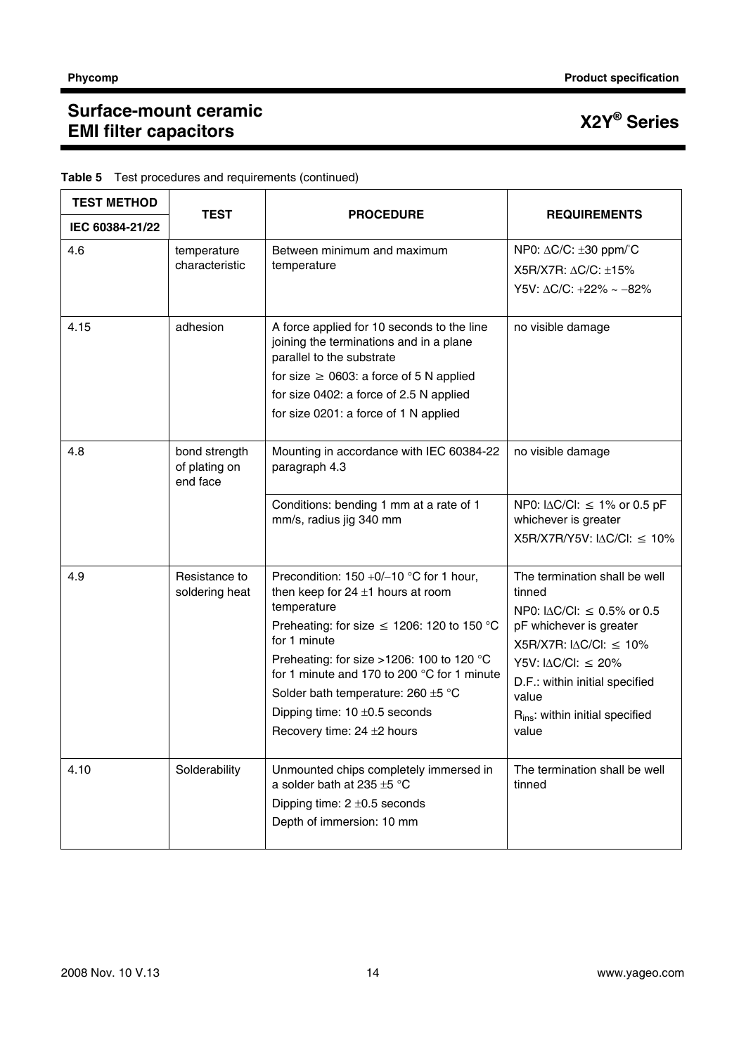**Table 5** Test procedures and requirements (continued)

| TEST METHOD IEC 60384-21/22 | TEST | PROCEDURE | REQUIREMENTS |
|---|---|---|---|
| 4.6 | temperature characteristic | Between minimum and maximum temperature | NP0: ΔC/C: ±30 ppm/°C<br>X5R/X7R: ΔC/C: ±15%<br>Y5V: ΔC/C: +22% ~ −82% |
| 4.15 | adhesion | A force applied for 10 seconds to the line joining the terminations and in a plane parallel to the substrate<br>for size ≥ 0603: a force of 5 N applied<br>for size 0402: a force of 2.5 N applied<br>for size 0201: a force of 1 N applied | no visible damage |
| 4.8 | bond strength of plating on end face | Mounting in accordance with IEC 60384-22 paragraph 4.3 | no visible damage |
| | | Conditions: bending 1 mm at a rate of 1 mm/s, radius jig 340 mm | NP0: \|ΔC/C\|: ≤ 1% or 0.5 pF whichever is greater<br>X5R/X7R/Y5V: \|ΔC/C\|: ≤ 10% |
| 4.9 | Resistance to soldering heat | Precondition: 150 +0/−10 °C for 1 hour, then keep for 24 ±1 hours at room temperature<br>Preheating: for size ≤ 1206: 120 to 150 °C for 1 minute<br>Preheating: for size >1206: 100 to 120 °C for 1 minute and 170 to 200 °C for 1 minute<br>Solder bath temperature: 260 ±5 °C<br>Dipping time: 10 ±0.5 seconds<br>Recovery time: 24 ±2 hours | The termination shall be well tinned<br>NP0: \|ΔC/C\|: ≤ 0.5% or 0.5 pF whichever is greater<br>X5R/X7R: \|ΔC/C\|: ≤ 10%<br>Y5V: \|ΔC/C\|: ≤ 20%<br>D.F.: within initial specified value<br>$R_{ins}$: within initial specified value |
| 4.10 | Solderability | Unmounted chips completely immersed in a solder bath at 235 ±5 °C<br>Dipping time: 2 ±0.5 seconds<br>Depth of immersion: 10 mm | The termination shall be well tinned |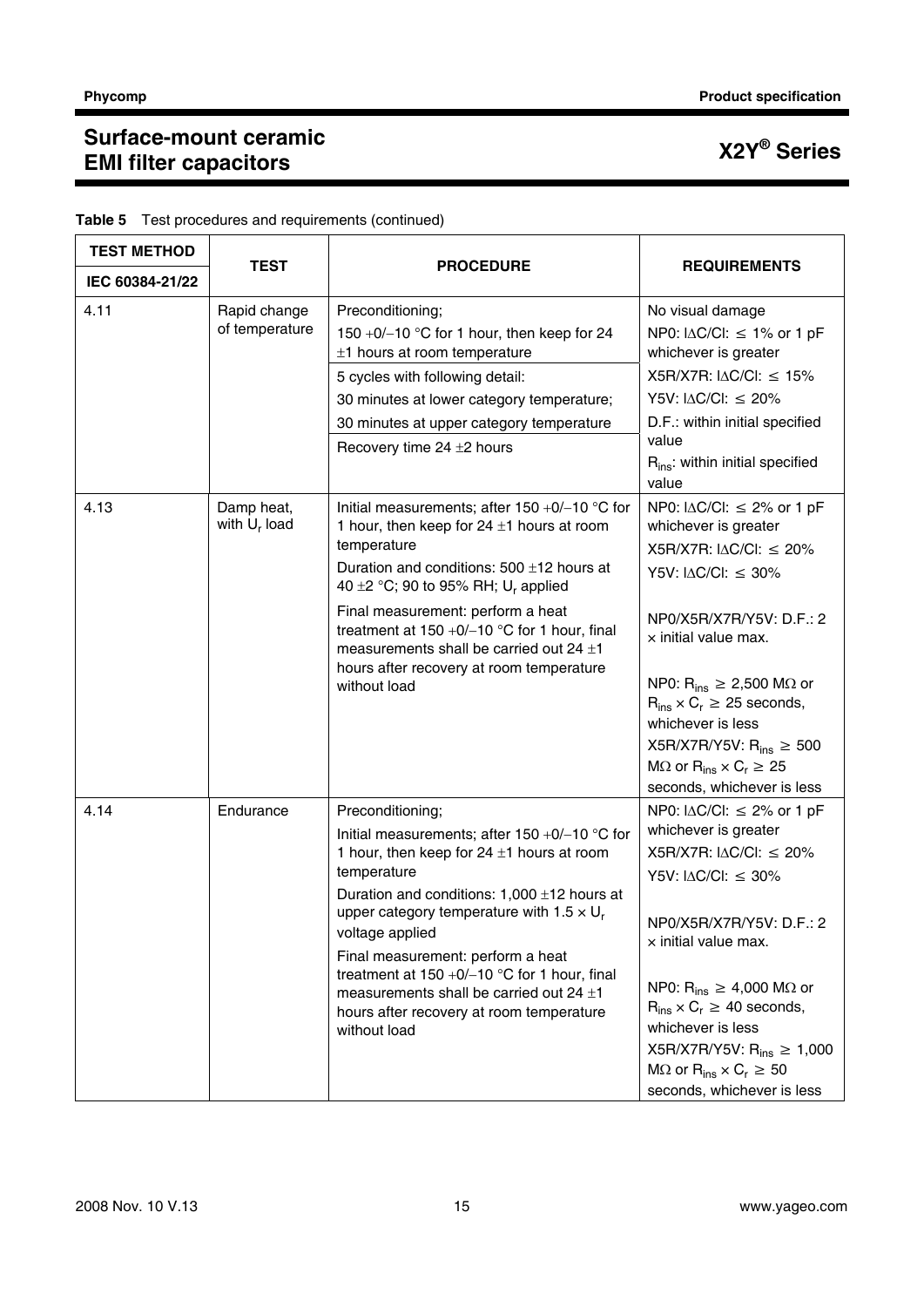**Table 5** Test procedures and requirements (continued)

| TEST METHOD IEC 60384-21/22 | TEST | PROCEDURE | REQUIREMENTS |
|---|---|---|---|
| 4.11 | Rapid change of temperature | Preconditioning;<br>150 +0/−10 °C for 1 hour, then keep for 24 ±1 hours at room temperature<br>5 cycles with following detail:<br>30 minutes at lower category temperature;<br>30 minutes at upper category temperature<br>Recovery time 24 ±2 hours | No visual damage<br>NP0: I∆C/CI: ≤ 1% or 1 pF whichever is greater<br>X5R/X7R: I∆C/CI: ≤ 15%<br>Y5V: I∆C/CI: ≤ 20%<br>D.F.: within initial specified value<br>$R_{ins}$: within initial specified value |
| 4.13 | Damp heat, with $U_r$ load | Initial measurements; after 150 +0/−10 °C for 1 hour, then keep for 24 ±1 hours at room temperature<br>Duration and conditions: 500 ±12 hours at 40 ±2 °C; 90 to 95% RH; $U_r$ applied<br>Final measurement: perform a heat treatment at 150 +0/−10 °C for 1 hour, final measurements shall be carried out 24 ±1 hours after recovery at room temperature without load | NP0: I∆C/CI: ≤ 2% or 1 pF whichever is greater<br>X5R/X7R: I∆C/CI: ≤ 20%<br>Y5V: I∆C/CI: ≤ 30%<br><br>NP0/X5R/X7R/Y5V: D.F.: 2 × initial value max.<br><br>NP0: $R_{ins}$ ≥ 2,500 MΩ or $R_{ins} \times C_r$ ≥ 25 seconds, whichever is less<br>X5R/X7R/Y5V: $R_{ins}$ ≥ 500 MΩ or $R_{ins} \times C_r$ ≥ 25 seconds, whichever is less |
| 4.14 | Endurance | Preconditioning;<br>Initial measurements; after 150 +0/−10 °C for 1 hour, then keep for 24 ±1 hours at room temperature<br>Duration and conditions: 1,000 ±12 hours at upper category temperature with 1.5 × $U_r$ voltage applied<br>Final measurement: perform a heat treatment at 150 +0/−10 °C for 1 hour, final measurements shall be carried out 24 ±1 hours after recovery at room temperature without load | NP0: I∆C/CI: ≤ 2% or 1 pF whichever is greater<br>X5R/X7R: I∆C/CI: ≤ 20%<br>Y5V: I∆C/CI: ≤ 30%<br><br>NP0/X5R/X7R/Y5V: D.F.: 2 × initial value max.<br><br>NP0: $R_{ins}$ ≥ 4,000 MΩ or $R_{ins} \times C_r$ ≥ 40 seconds, whichever is less<br>X5R/X7R/Y5V: $R_{ins}$ ≥ 1,000 MΩ or $R_{ins} \times C_r$ ≥ 50 seconds, whichever is less |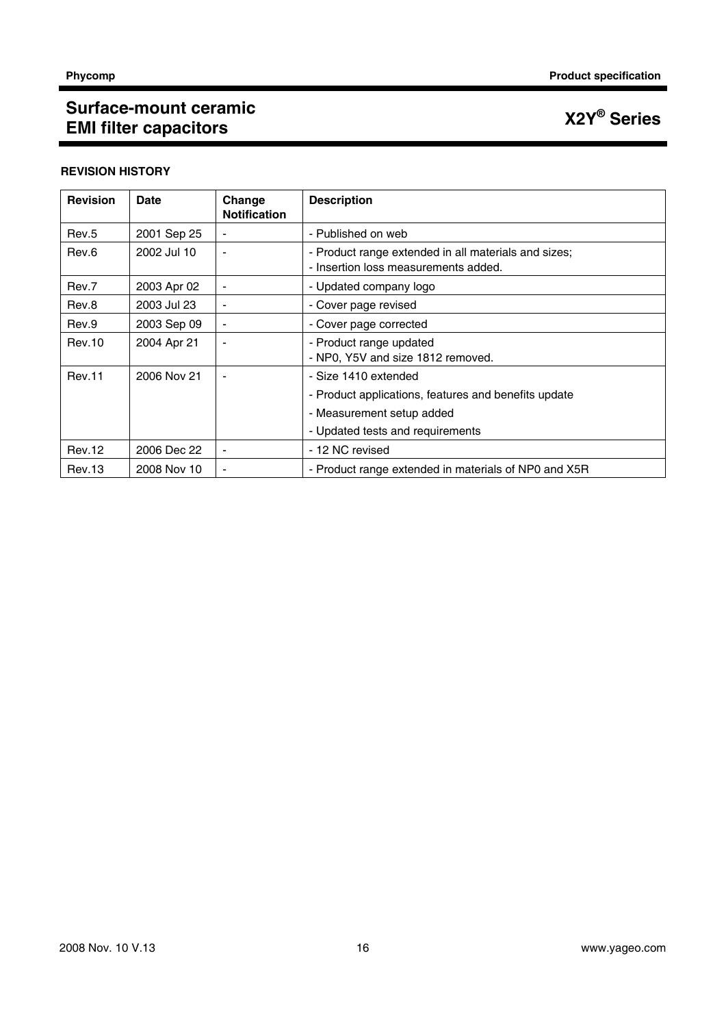### REVISION HISTORY

| Revision | Date | Change Notification | Description |
|---|---|---|---|
| Rev.5 | 2001 Sep 25 | - | - Published on web |
| Rev.6 | 2002 Jul 10 | - | - Product range extended in all materials and sizes;<br>- Insertion loss measurements added. |
| Rev.7 | 2003 Apr 02 | - | - Updated company logo |
| Rev.8 | 2003 Jul 23 | - | - Cover page revised |
| Rev.9 | 2003 Sep 09 | - | - Cover page corrected |
| Rev.10 | 2004 Apr 21 | - | - Product range updated<br>- NP0, Y5V and size 1812 removed. |
| Rev.11 | 2006 Nov 21 | - | - Size 1410 extended<br>- Product applications, features and benefits update<br>- Measurement setup added<br>- Updated tests and requirements |
| Rev.12 | 2006 Dec 22 | - | - 12 NC revised |
| Rev.13 | 2008 Nov 10 | - | - Product range extended in materials of NP0 and X5R |